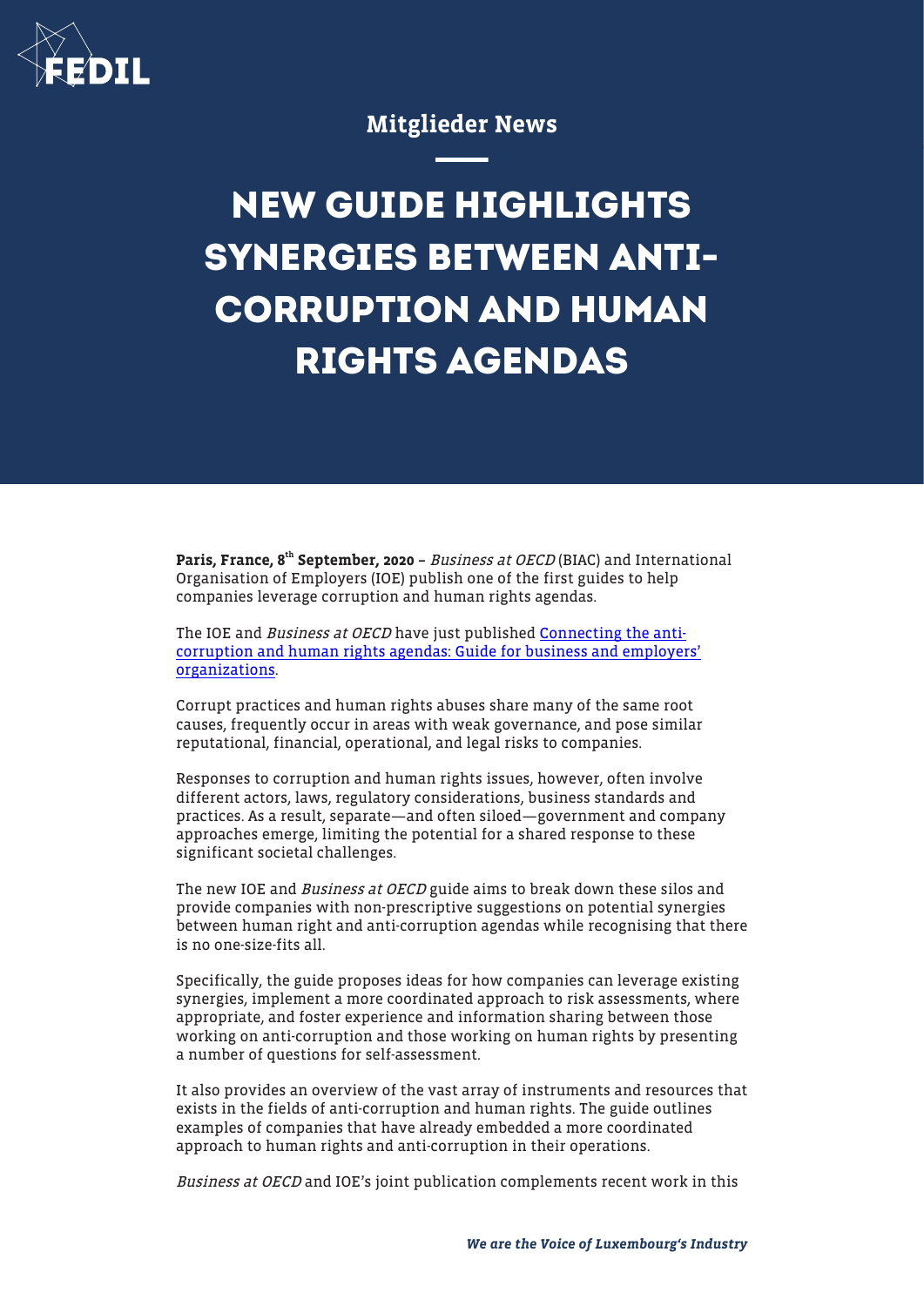Mitglieder News

# NEW GUIDE HIGHLIGHTS SYNERGIES BETWEEN ANTI-CORRUPTION AND HUMAN RIGHTS AGENDAS

**Paris, France, 8th September, 2020 –** *Business at OECD* (BIAC) and International Organisation of Employers (IOE) publish one of the first guides to help companies leverage corruption and human rights agendas.

The IOE and *Business at OECD* have just published [Connecting the anti-corruption and human rights agendas: Guide for business and employers' organizations](#).

Corrupt practices and human rights abuses share many of the same root causes, frequently occur in areas with weak governance, and pose similar reputational, financial, operational, and legal risks to companies.

Responses to corruption and human rights issues, however, often involve different actors, laws, regulatory considerations, business standards and practices. As a result, separate—and often siloed—government and company approaches emerge, limiting the potential for a shared response to these significant societal challenges.

The new IOE and *Business at OECD* guide aims to break down these silos and provide companies with non-prescriptive suggestions on potential synergies between human right and anti-corruption agendas while recognising that there is no one-size-fits all.

Specifically, the guide proposes ideas for how companies can leverage existing synergies, implement a more coordinated approach to risk assessments, where appropriate, and foster experience and information sharing between those working on anti-corruption and those working on human rights by presenting a number of questions for self-assessment.

It also provides an overview of the vast array of instruments and resources that exists in the fields of anti-corruption and human rights. The guide outlines examples of companies that have already embedded a more coordinated approach to human rights and anti-corruption in their operations.

*Business at OECD* and IOE's joint publication complements recent work in this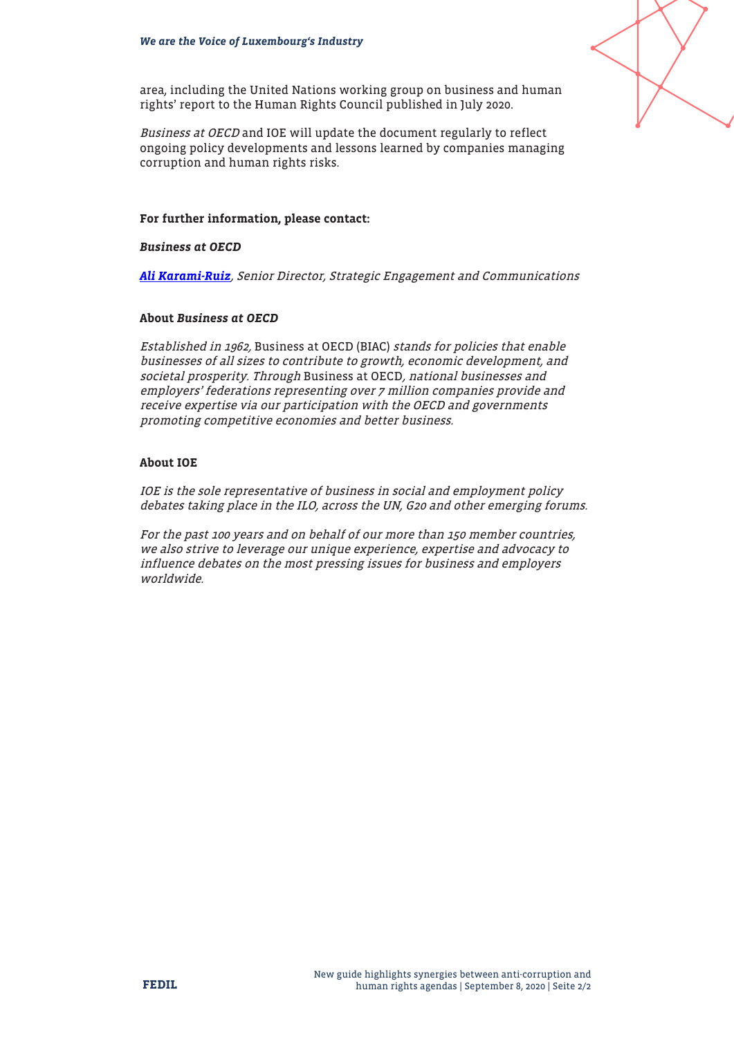area, including the United Nations working group on business and human rights' report to the Human Rights Council published in July 2020.

*Business at OECD* and IOE will update the document regularly to reflect ongoing policy developments and lessons learned by companies managing corruption and human rights risks.

**For further information, please contact:**

***Business at OECD***

***Ali Karami-Ruiz***, *Senior Director, Strategic Engagement and Communications*

**About *Business at OECD***

*Established in 1962,* Business at OECD (BIAC) *stands for policies that enable businesses of all sizes to contribute to growth, economic development, and societal prosperity. Through* Business at OECD*, national businesses and employers' federations representing over 7 million companies provide and receive expertise via our participation with the OECD and governments promoting competitive economies and better business.*

**About IOE**

*IOE is the sole representative of business in social and employment policy debates taking place in the ILO, across the UN, G20 and other emerging forums.*

*For the past 100 years and on behalf of our more than 150 member countries, we also strive to leverage our unique experience, expertise and advocacy to influence debates on the most pressing issues for business and employers worldwide.*